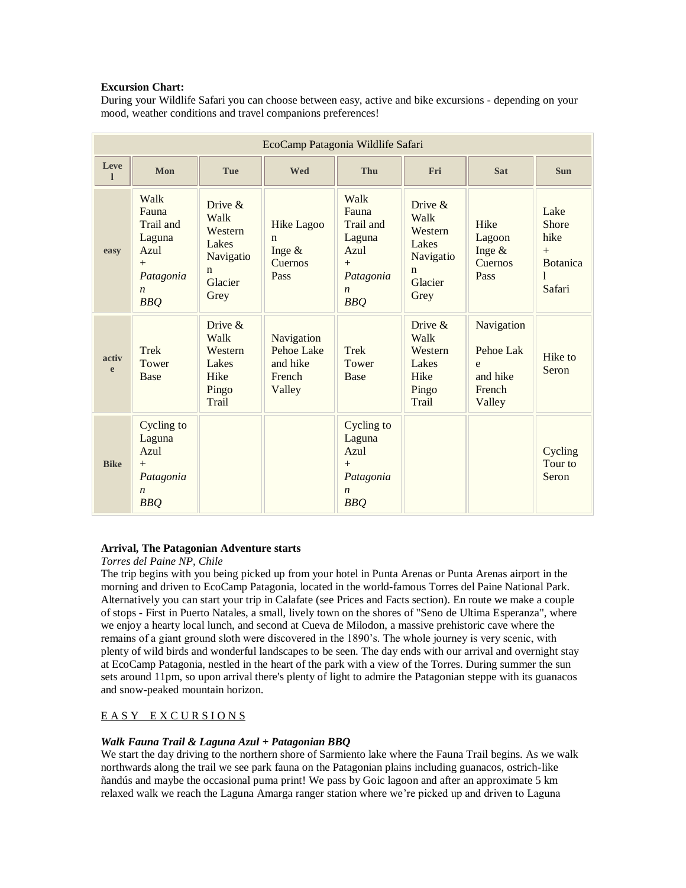**Excursion Chart:**

During your Wildlife Safari you can choose between easy, active and bike excursions - depending on your mood, weather conditions and travel companions preferences!

| EcoCamp Patagonia Wildlife Safari | | | | | | | |
|---|---|---|---|---|---|---|---|
| **Level** | **Mon** | **Tue** | **Wed** | **Thu** | **Fri** | **Sat** | **Sun** |
| **easy** | Walk Fauna Trail and Laguna Azul + *Patagonian BBQ* | Drive & Walk Western Lakes Navigation Glacier Grey | Hike Lagoon Inge & Cuernos Pass | Walk Fauna Trail and Laguna Azul + *Patagonian BBQ* | Drive & Walk Western Lakes Navigation Glacier Grey | Hike Lagoon Inge & Cuernos Pass | Lake Shore hike + Botanical Safari |
| **active** | Trek Tower Base | Drive & Walk Western Lakes Hike Pingo Trail | Navigation Pehoe Lake and hike French Valley | Trek Tower Base | Drive & Walk Western Lakes Hike Pingo Trail | Navigation Pehoe Lake and hike French Valley | Hike to Seron |
| **Bike** | Cycling to Laguna Azul + *Patagonian BBQ* | | | Cycling to Laguna Azul + *Patagonian BBQ* | | | Cycling Tour to Seron |

**Arrival, The Patagonian Adventure starts**

*Torres del Paine NP, Chile*

The trip begins with you being picked up from your hotel in Punta Arenas or Punta Arenas airport in the morning and driven to EcoCamp Patagonia, located in the world-famous Torres del Paine National Park. Alternatively you can start your trip in Calafate (see Prices and Facts section). En route we make a couple of stops - First in Puerto Natales, a small, lively town on the shores of "Seno de Ultima Esperanza", where we enjoy a hearty local lunch, and second at Cueva de Milodon, a massive prehistoric cave where the remains of a giant ground sloth were discovered in the 1890's. The whole journey is very scenic, with plenty of wild birds and wonderful landscapes to be seen. The day ends with our arrival and overnight stay at EcoCamp Patagonia, nestled in the heart of the park with a view of the Torres. During summer the sun sets around 11pm, so upon arrival there's plenty of light to admire the Patagonian steppe with its guanacos and snow-peaked mountain horizon.

E A S Y   E X C U R S I O N S

***Walk Fauna Trail & Laguna Azul + Patagonian BBQ***

We start the day driving to the northern shore of Sarmiento lake where the Fauna Trail begins. As we walk northwards along the trail we see park fauna on the Patagonian plains including guanacos, ostrich-like ñandús and maybe the occasional puma print! We pass by Goic lagoon and after an approximate 5 km relaxed walk we reach the Laguna Amarga ranger station where we're picked up and driven to Laguna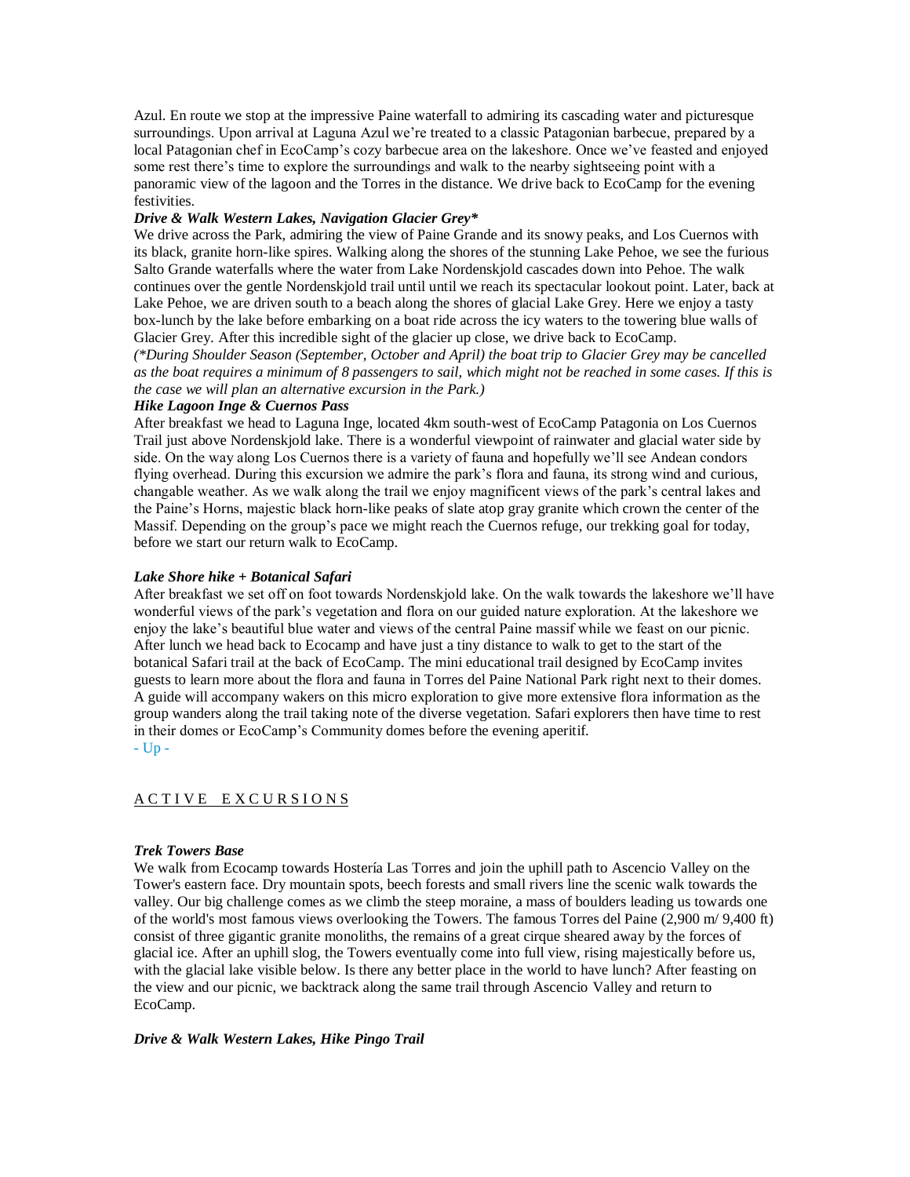Azul. En route we stop at the impressive Paine waterfall to admiring its cascading water and picturesque surroundings. Upon arrival at Laguna Azul we're treated to a classic Patagonian barbecue, prepared by a local Patagonian chef in EcoCamp's cozy barbecue area on the lakeshore. Once we've feasted and enjoyed some rest there's time to explore the surroundings and walk to the nearby sightseeing point with a panoramic view of the lagoon and the Torres in the distance. We drive back to EcoCamp for the evening festivities.

***Drive & Walk Western Lakes, Navigation Glacier Grey****

We drive across the Park, admiring the view of Paine Grande and its snowy peaks, and Los Cuernos with its black, granite horn-like spires. Walking along the shores of the stunning Lake Pehoe, we see the furious Salto Grande waterfalls where the water from Lake Nordenskjold cascades down into Pehoe. The walk continues over the gentle Nordenskjold trail until until we reach its spectacular lookout point. Later, back at Lake Pehoe, we are driven south to a beach along the shores of glacial Lake Grey. Here we enjoy a tasty box-lunch by the lake before embarking on a boat ride across the icy waters to the towering blue walls of Glacier Grey. After this incredible sight of the glacier up close, we drive back to EcoCamp.

*(*During Shoulder Season (September, October and April) the boat trip to Glacier Grey may be cancelled as the boat requires a minimum of 8 passengers to sail, which might not be reached in some cases. If this is the case we will plan an alternative excursion in the Park.)*

***Hike Lagoon Inge & Cuernos Pass***

After breakfast we head to Laguna Inge, located 4km south-west of EcoCamp Patagonia on Los Cuernos Trail just above Nordenskjold lake. There is a wonderful viewpoint of rainwater and glacial water side by side. On the way along Los Cuernos there is a variety of fauna and hopefully we'll see Andean condors flying overhead. During this excursion we admire the park's flora and fauna, its strong wind and curious, changable weather. As we walk along the trail we enjoy magnificent views of the park's central lakes and the Paine's Horns, majestic black horn-like peaks of slate atop gray granite which crown the center of the Massif. Depending on the group's pace we might reach the Cuernos refuge, our trekking goal for today, before we start our return walk to EcoCamp.

***Lake Shore hike + Botanical Safari***

After breakfast we set off on foot towards Nordenskjold lake. On the walk towards the lakeshore we'll have wonderful views of the park's vegetation and flora on our guided nature exploration. At the lakeshore we enjoy the lake's beautiful blue water and views of the central Paine massif while we feast on our picnic. After lunch we head back to Ecocamp and have just a tiny distance to walk to get to the start of the botanical Safari trail at the back of EcoCamp. The mini educational trail designed by EcoCamp invites guests to learn more about the flora and fauna in Torres del Paine National Park right next to their domes. A guide will accompany wakers on this micro exploration to give more extensive flora information as the group wanders along the trail taking note of the diverse vegetation. Safari explorers then have time to rest in their domes or EcoCamp's Community domes before the evening aperitif.

- Up -

## ACTIVE EXCURSIONS

***Trek Towers Base***

We walk from Ecocamp towards Hostería Las Torres and join the uphill path to Ascencio Valley on the Tower's eastern face. Dry mountain spots, beech forests and small rivers line the scenic walk towards the valley. Our big challenge comes as we climb the steep moraine, a mass of boulders leading us towards one of the world's most famous views overlooking the Towers. The famous Torres del Paine (2,900 m/ 9,400 ft) consist of three gigantic granite monoliths, the remains of a great cirque sheared away by the forces of glacial ice. After an uphill slog, the Towers eventually come into full view, rising majestically before us, with the glacial lake visible below. Is there any better place in the world to have lunch? After feasting on the view and our picnic, we backtrack along the same trail through Ascencio Valley and return to EcoCamp.

***Drive & Walk Western Lakes, Hike Pingo Trail***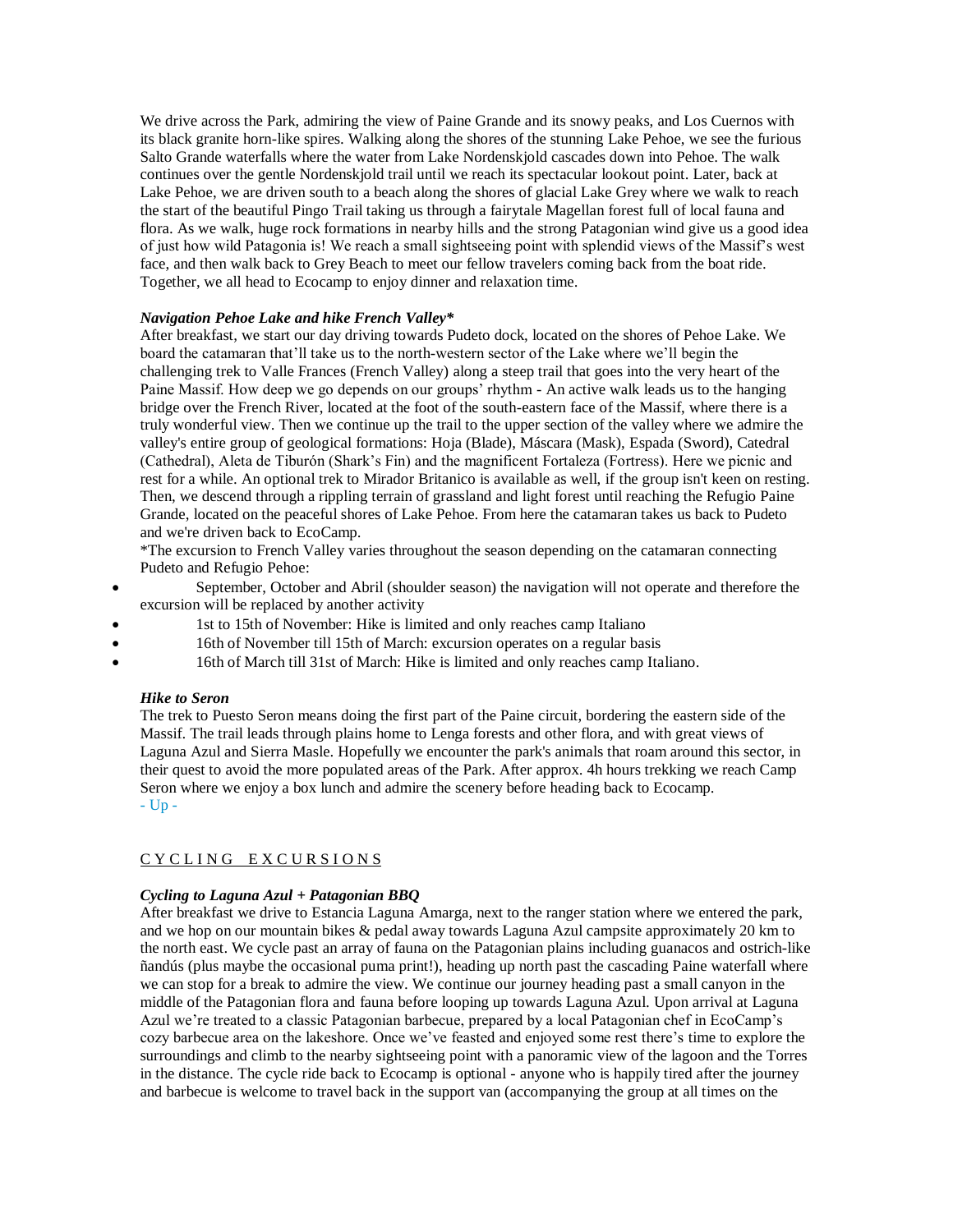We drive across the Park, admiring the view of Paine Grande and its snowy peaks, and Los Cuernos with its black granite horn-like spires. Walking along the shores of the stunning Lake Pehoe, we see the furious Salto Grande waterfalls where the water from Lake Nordenskjold cascades down into Pehoe. The walk continues over the gentle Nordenskjold trail until we reach its spectacular lookout point. Later, back at Lake Pehoe, we are driven south to a beach along the shores of glacial Lake Grey where we walk to reach the start of the beautiful Pingo Trail taking us through a fairytale Magellan forest full of local fauna and flora. As we walk, huge rock formations in nearby hills and the strong Patagonian wind give us a good idea of just how wild Patagonia is! We reach a small sightseeing point with splendid views of the Massif's west face, and then walk back to Grey Beach to meet our fellow travelers coming back from the boat ride. Together, we all head to Ecocamp to enjoy dinner and relaxation time.

***Navigation Pehoe Lake and hike French Valley****

After breakfast, we start our day driving towards Pudeto dock, located on the shores of Pehoe Lake. We board the catamaran that'll take us to the north-western sector of the Lake where we'll begin the challenging trek to Valle Frances (French Valley) along a steep trail that goes into the very heart of the Paine Massif. How deep we go depends on our groups' rhythm - An active walk leads us to the hanging bridge over the French River, located at the foot of the south-eastern face of the Massif, where there is a truly wonderful view. Then we continue up the trail to the upper section of the valley where we admire the valley's entire group of geological formations: Hoja (Blade), Máscara (Mask), Espada (Sword), Catedral (Cathedral), Aleta de Tiburón (Shark's Fin) and the magnificent Fortaleza (Fortress). Here we picnic and rest for a while. An optional trek to Mirador Britanico is available as well, if the group isn't keen on resting. Then, we descend through a rippling terrain of grassland and light forest until reaching the Refugio Paine Grande, located on the peaceful shores of Lake Pehoe. From here the catamaran takes us back to Pudeto and we're driven back to EcoCamp.

*The excursion to French Valley varies throughout the season depending on the catamaran connecting Pudeto and Refugio Pehoe:

- September, October and Abril (shoulder season) the navigation will not operate and therefore the excursion will be replaced by another activity
- 1st to 15th of November: Hike is limited and only reaches camp Italiano
- 16th of November till 15th of March: excursion operates on a regular basis
- 16th of March till 31st of March: Hike is limited and only reaches camp Italiano.

***Hike to Seron***

The trek to Puesto Seron means doing the first part of the Paine circuit, bordering the eastern side of the Massif. The trail leads through plains home to Lenga forests and other flora, and with great views of Laguna Azul and Sierra Masle. Hopefully we encounter the park's animals that roam around this sector, in their quest to avoid the more populated areas of the Park. After approx. 4h hours trekking we reach Camp Seron where we enjoy a box lunch and admire the scenery before heading back to Ecocamp.

- Up -

## C Y C L I N G   E X C U R S I O N S

***Cycling to Laguna Azul + Patagonian BBQ***

After breakfast we drive to Estancia Laguna Amarga, next to the ranger station where we entered the park, and we hop on our mountain bikes & pedal away towards Laguna Azul campsite approximately 20 km to the north east. We cycle past an array of fauna on the Patagonian plains including guanacos and ostrich-like ñandús (plus maybe the occasional puma print!), heading up north past the cascading Paine waterfall where we can stop for a break to admire the view. We continue our journey heading past a small canyon in the middle of the Patagonian flora and fauna before looping up towards Laguna Azul. Upon arrival at Laguna Azul we're treated to a classic Patagonian barbecue, prepared by a local Patagonian chef in EcoCamp's cozy barbecue area on the lakeshore. Once we've feasted and enjoyed some rest there's time to explore the surroundings and climb to the nearby sightseeing point with a panoramic view of the lagoon and the Torres in the distance. The cycle ride back to Ecocamp is optional - anyone who is happily tired after the journey and barbecue is welcome to travel back in the support van (accompanying the group at all times on the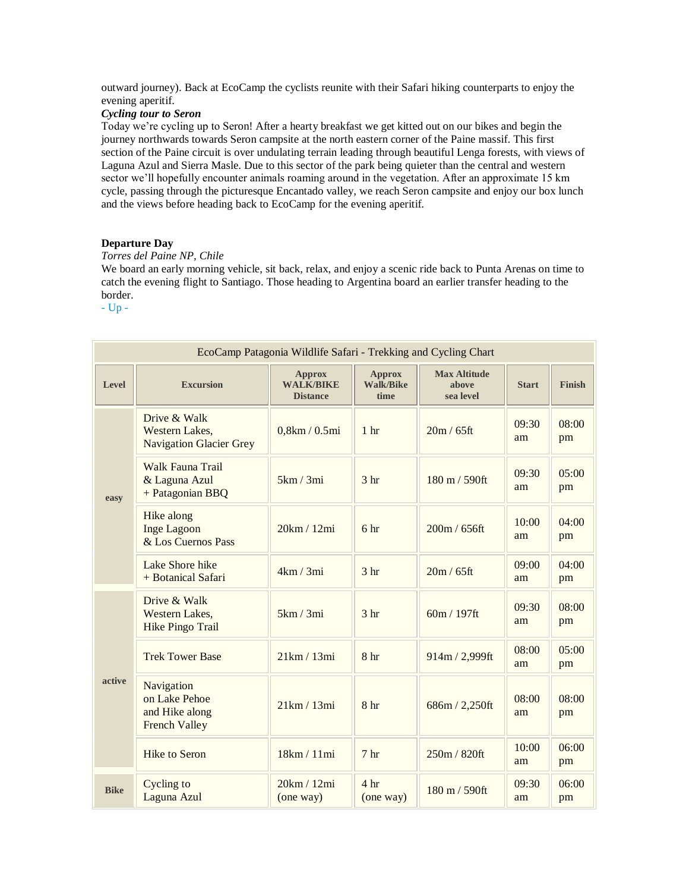outward journey). Back at EcoCamp the cyclists reunite with their Safari hiking counterparts to enjoy the evening aperitif.

***Cycling tour to Seron***

Today we're cycling up to Seron! After a hearty breakfast we get kitted out on our bikes and begin the journey northwards towards Seron campsite at the north eastern corner of the Paine massif. This first section of the Paine circuit is over undulating terrain leading through beautiful Lenga forests, with views of Laguna Azul and Sierra Masle. Due to this sector of the park being quieter than the central and western sector we'll hopefully encounter animals roaming around in the vegetation. After an approximate 15 km cycle, passing through the picturesque Encantado valley, we reach Seron campsite and enjoy our box lunch and the views before heading back to EcoCamp for the evening aperitif.

**Departure Day**

*Torres del Paine NP, Chile*

We board an early morning vehicle, sit back, relax, and enjoy a scenic ride back to Punta Arenas on time to catch the evening flight to Santiago. Those heading to Argentina board an earlier transfer heading to the border.

- Up -

| EcoCamp Patagonia Wildlife Safari - Trekking and Cycling Chart | | | | | | |
|---|---|---|---|---|---|---|
| **Level** | **Excursion** | **Approx WALK/BIKE Distance** | **Approx Walk/Bike time** | **Max Altitude above sea level** | **Start** | **Finish** |
| easy | Drive & Walk Western Lakes, Navigation Glacier Grey | 0,8km / 0.5mi | 1 hr | 20m / 65ft | 09:30 am | 08:00 pm |
| | Walk Fauna Trail & Laguna Azul + Patagonian BBQ | 5km / 3mi | 3 hr | 180 m / 590ft | 09:30 am | 05:00 pm |
| | Hike along Inge Lagoon & Los Cuernos Pass | 20km / 12mi | 6 hr | 200m / 656ft | 10:00 am | 04:00 pm |
| | Lake Shore hike + Botanical Safari | 4km / 3mi | 3 hr | 20m / 65ft | 09:00 am | 04:00 pm |
| active | Drive & Walk Western Lakes, Hike Pingo Trail | 5km / 3mi | 3 hr | 60m / 197ft | 09:30 am | 08:00 pm |
| | Trek Tower Base | 21km / 13mi | 8 hr | 914m / 2,999ft | 08:00 am | 05:00 pm |
| | Navigation on Lake Pehoe and Hike along French Valley | 21km / 13mi | 8 hr | 686m / 2,250ft | 08:00 am | 08:00 pm |
| | Hike to Seron | 18km / 11mi | 7 hr | 250m / 820ft | 10:00 am | 06:00 pm |
| Bike | Cycling to Laguna Azul | 20km / 12mi (one way) | 4 hr (one way) | 180 m / 590ft | 09:30 am | 06:00 pm |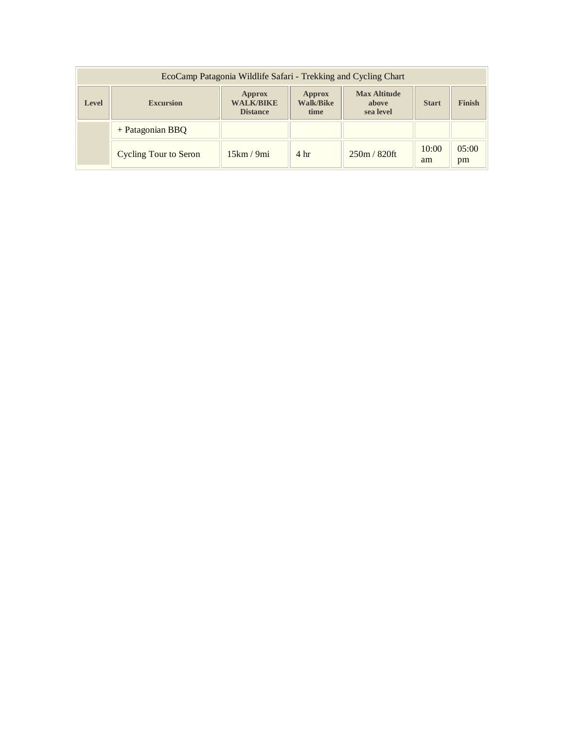| EcoCamp Patagonia Wildlife Safari - Trekking and Cycling Chart | | | | | | |
|---|---|---|---|---|---|---|
| **Level** | **Excursion** | **Approx WALK/BIKE Distance** | **Approx Walk/Bike time** | **Max Altitude above sea level** | **Start** | **Finish** |
| | + Patagonian BBQ | | | | | |
| | Cycling Tour to Seron | 15km / 9mi | 4 hr | 250m / 820ft | 10:00 am | 05:00 pm |